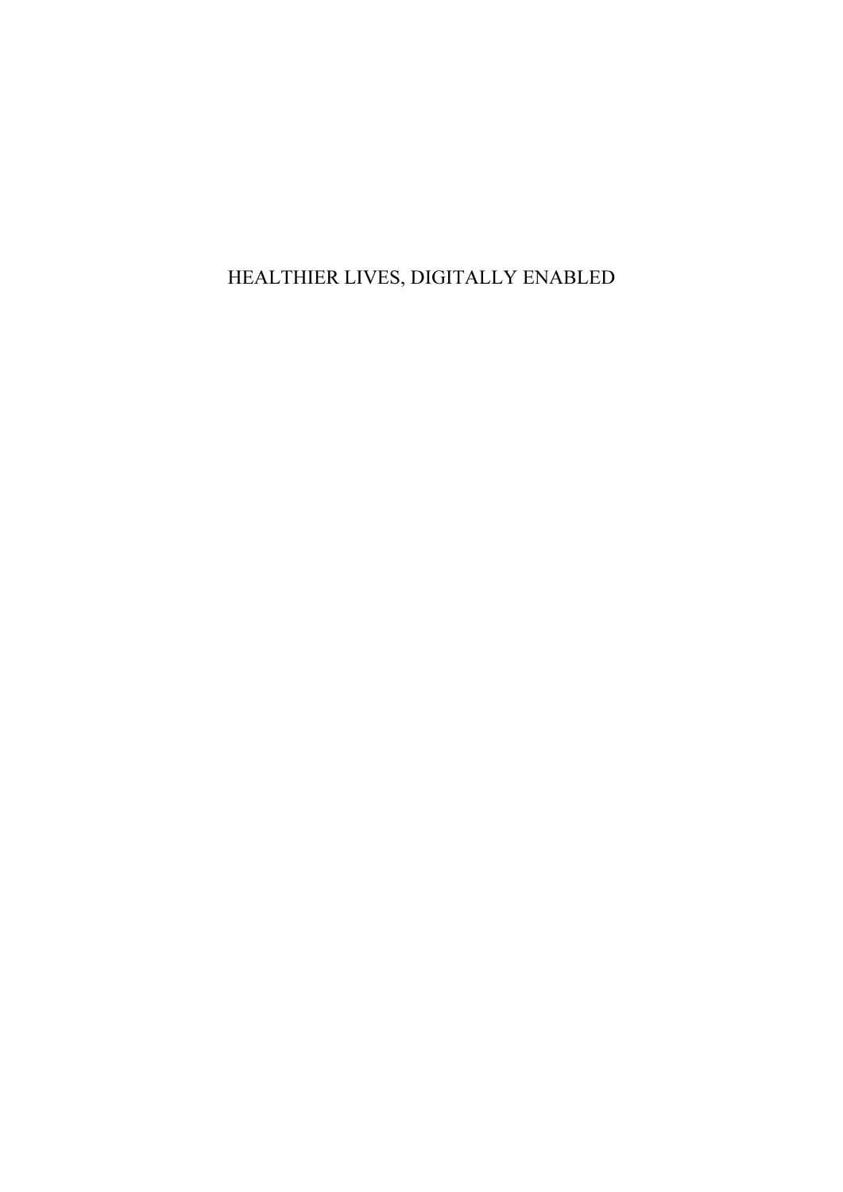# HEALTHIER LIVES, DIGITALLY ENABLED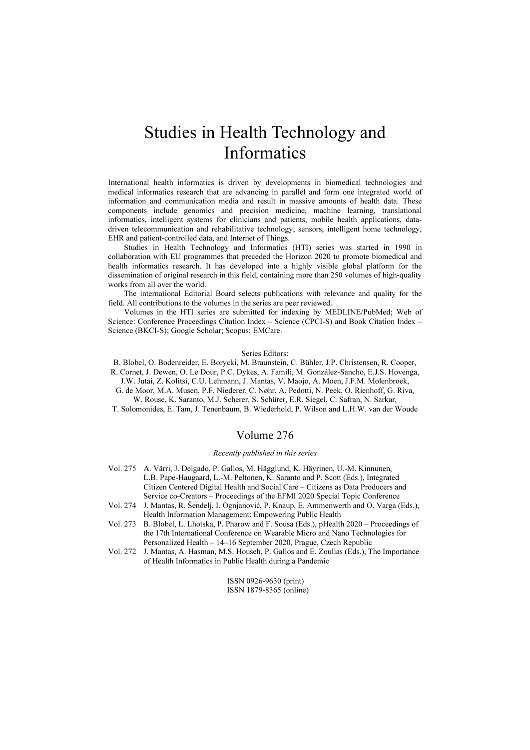# Studies in Health Technology and Informatics

International health informatics is driven by developments in biomedical technologies and medical informatics research that are advancing in parallel and form one integrated world of information and communication media and result in massive amounts of health data. These components include genomics and precision medicine, machine learning, translational informatics, intelligent systems for clinicians and patients, mobile health applications, data-driven telecommunication and rehabilitative technology, sensors, intelligent home technology, EHR and patient-controlled data, and Internet of Things.

Studies in Health Technology and Informatics (HTI) series was started in 1990 in collaboration with EU programmes that preceded the Horizon 2020 to promote biomedical and health informatics research. It has developed into a highly visible global platform for the dissemination of original research in this field, containing more than 250 volumes of high-quality works from all over the world.

The international Editorial Board selects publications with relevance and quality for the field. All contributions to the volumes in the series are peer reviewed.

Volumes in the HTI series are submitted for indexing by MEDLINE/PubMed; Web of Science: Conference Proceedings Citation Index – Science (CPCI-S) and Book Citation Index – Science (BKCI-S); Google Scholar; Scopus; EMCare.

Series Editors:

B. Blobel, O. Bodenreider, E. Borycki, M. Braunstein, C. Bühler, J.P. Christensen, R. Cooper, R. Cornet, J. Dewen, O. Le Dour, P.C. Dykes, A. Famili, M. González-Sancho, E.J.S. Hovenga, J.W. Jutai, Z. Kolitsi, C.U. Lehmann, J. Mantas, V. Maojo, A. Moen, J.F.M. Molenbroek, G. de Moor, M.A. Musen, P.F. Niederer, C. Nøhr, A. Pedotti, N. Peek, O. Rienhoff, G. Riva, W. Rouse, K. Saranto, M.J. Scherer, S. Schürer, E.R. Siegel, C. Safran, N. Sarkar, T. Solomonides, E. Tam, J. Tenenbaum, B. Wiederhold, P. Wilson and L.H.W. van der Woude

## Volume 276

*Recently published in this series*

- Vol. 275 A. Värri, J. Delgado, P. Gallos, M. Hägglund, K. Häyrinen, U.-M. Kinnunen, L.B. Pape-Haugaard, L.-M. Peltonen, K. Saranto and P. Scott (Eds.), Integrated Citizen Centered Digital Health and Social Care – Citizens as Data Producers and Service co-Creators – Proceedings of the EFMI 2020 Special Topic Conference
- Vol. 274 J. Mantas, R. Šendelj, I. Ognjanović, P. Knaup, E. Ammenwerth and O. Varga (Eds.), Health Information Management: Empowering Public Health
- Vol. 273 B. Blobel, L. Lhotska, P. Pharow and F. Sousa (Eds.), pHealth 2020 – Proceedings of the 17th International Conference on Wearable Micro and Nano Technologies for Personalized Health – 14–16 September 2020, Prague, Czech Republic
- Vol. 272 J. Mantas, A. Hasman, M.S. Househ, P. Gallos and E. Zoulias (Eds.), The Importance of Health Informatics in Public Health during a Pandemic

ISSN 0926-9630 (print)
ISSN 1879-8365 (online)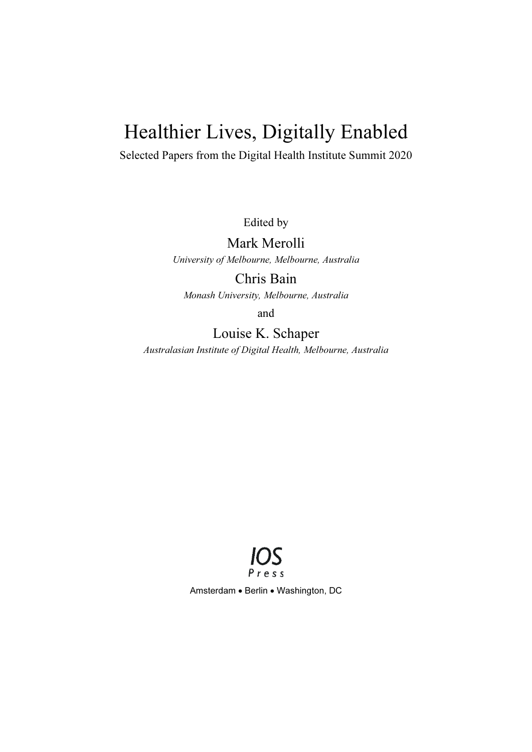# Healthier Lives, Digitally Enabled

Selected Papers from the Digital Health Institute Summit 2020

Edited by

Mark Merolli

*University of Melbourne, Melbourne, Australia*

Chris Bain

*Monash University, Melbourne, Australia*

and

Louise K. Schaper

*Australasian Institute of Digital Health, Melbourne, Australia*

IOS Press

Amsterdam • Berlin • Washington, DC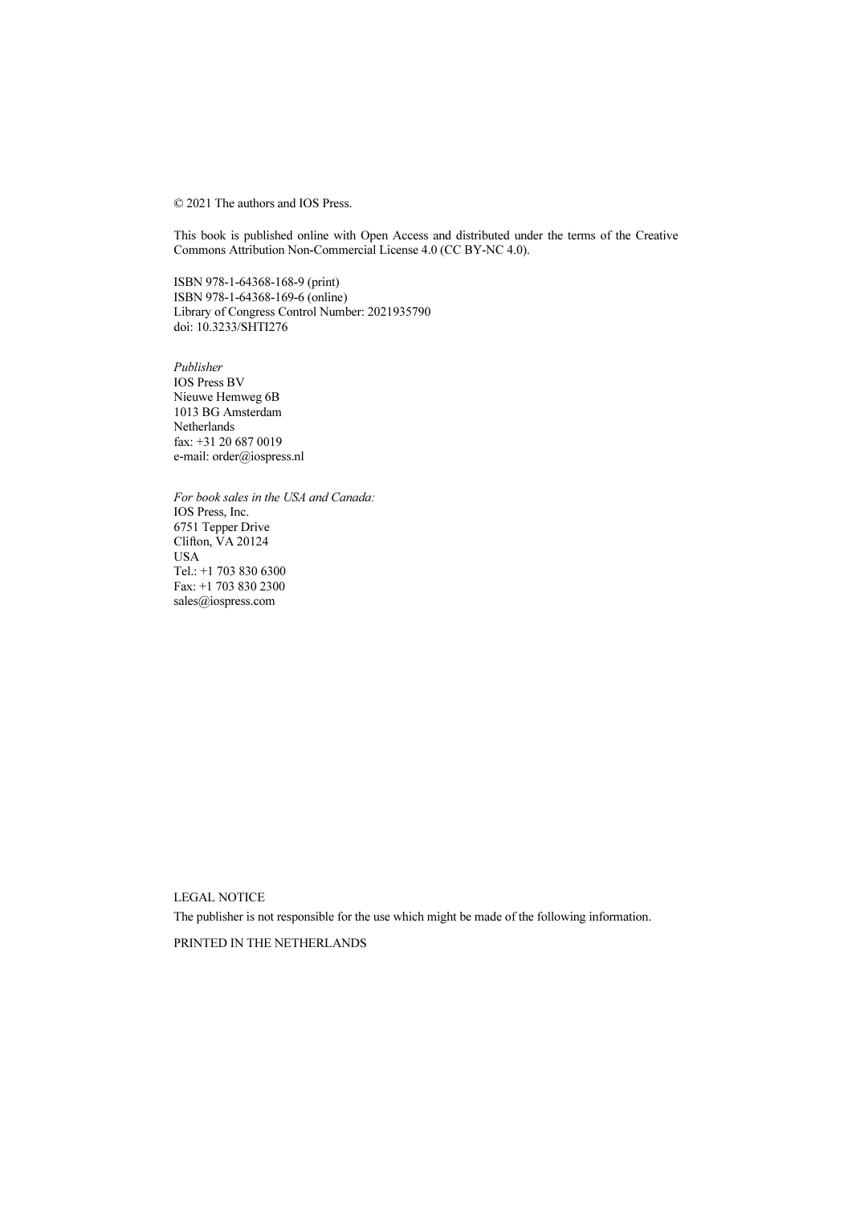© 2021 The authors and IOS Press.

This book is published online with Open Access and distributed under the terms of the Creative Commons Attribution Non-Commercial License 4.0 (CC BY-NC 4.0).

ISBN 978-1-64368-168-9 (print)
ISBN 978-1-64368-169-6 (online)
Library of Congress Control Number: 2021935790
doi: 10.3233/SHTI276

*Publisher*
IOS Press BV
Nieuwe Hemweg 6B
1013 BG Amsterdam
Netherlands
fax: +31 20 687 0019
e-mail: order@iospress.nl

*For book sales in the USA and Canada:*
IOS Press, Inc.
6751 Tepper Drive
Clifton, VA 20124
USA
Tel.: +1 703 830 6300
Fax: +1 703 830 2300
sales@iospress.com

LEGAL NOTICE

The publisher is not responsible for the use which might be made of the following information.

PRINTED IN THE NETHERLANDS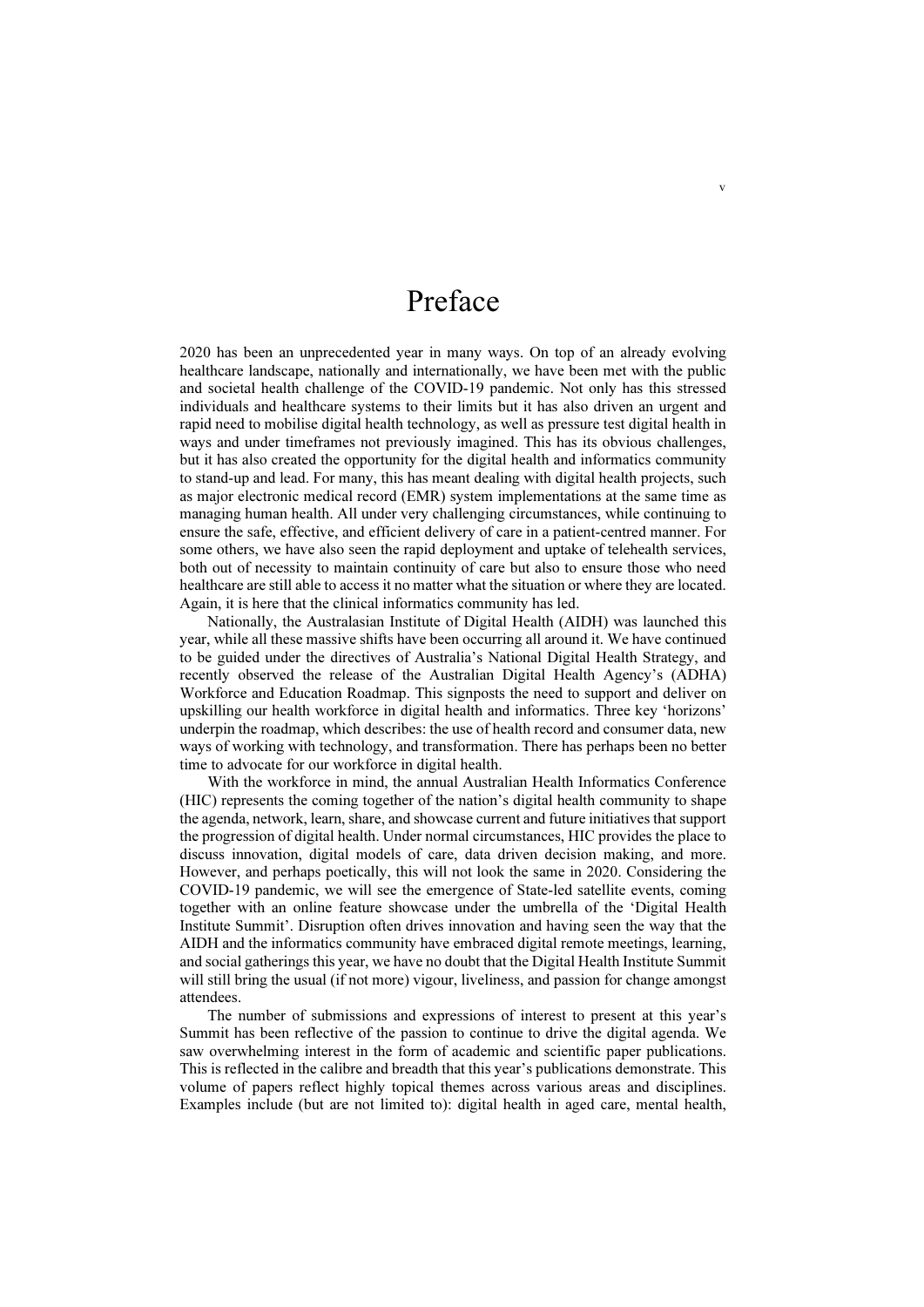# Preface

2020 has been an unprecedented year in many ways. On top of an already evolving healthcare landscape, nationally and internationally, we have been met with the public and societal health challenge of the COVID-19 pandemic. Not only has this stressed individuals and healthcare systems to their limits but it has also driven an urgent and rapid need to mobilise digital health technology, as well as pressure test digital health in ways and under timeframes not previously imagined. This has its obvious challenges, but it has also created the opportunity for the digital health and informatics community to stand-up and lead. For many, this has meant dealing with digital health projects, such as major electronic medical record (EMR) system implementations at the same time as managing human health. All under very challenging circumstances, while continuing to ensure the safe, effective, and efficient delivery of care in a patient-centred manner. For some others, we have also seen the rapid deployment and uptake of telehealth services, both out of necessity to maintain continuity of care but also to ensure those who need healthcare are still able to access it no matter what the situation or where they are located. Again, it is here that the clinical informatics community has led.

Nationally, the Australasian Institute of Digital Health (AIDH) was launched this year, while all these massive shifts have been occurring all around it. We have continued to be guided under the directives of Australia's National Digital Health Strategy, and recently observed the release of the Australian Digital Health Agency's (ADHA) Workforce and Education Roadmap. This signposts the need to support and deliver on upskilling our health workforce in digital health and informatics. Three key 'horizons' underpin the roadmap, which describes: the use of health record and consumer data, new ways of working with technology, and transformation. There has perhaps been no better time to advocate for our workforce in digital health.

With the workforce in mind, the annual Australian Health Informatics Conference (HIC) represents the coming together of the nation's digital health community to shape the agenda, network, learn, share, and showcase current and future initiatives that support the progression of digital health. Under normal circumstances, HIC provides the place to discuss innovation, digital models of care, data driven decision making, and more. However, and perhaps poetically, this will not look the same in 2020. Considering the COVID-19 pandemic, we will see the emergence of State-led satellite events, coming together with an online feature showcase under the umbrella of the 'Digital Health Institute Summit'. Disruption often drives innovation and having seen the way that the AIDH and the informatics community have embraced digital remote meetings, learning, and social gatherings this year, we have no doubt that the Digital Health Institute Summit will still bring the usual (if not more) vigour, liveliness, and passion for change amongst attendees.

The number of submissions and expressions of interest to present at this year's Summit has been reflective of the passion to continue to drive the digital agenda. We saw overwhelming interest in the form of academic and scientific paper publications. This is reflected in the calibre and breadth that this year's publications demonstrate. This volume of papers reflect highly topical themes across various areas and disciplines. Examples include (but are not limited to): digital health in aged care, mental health,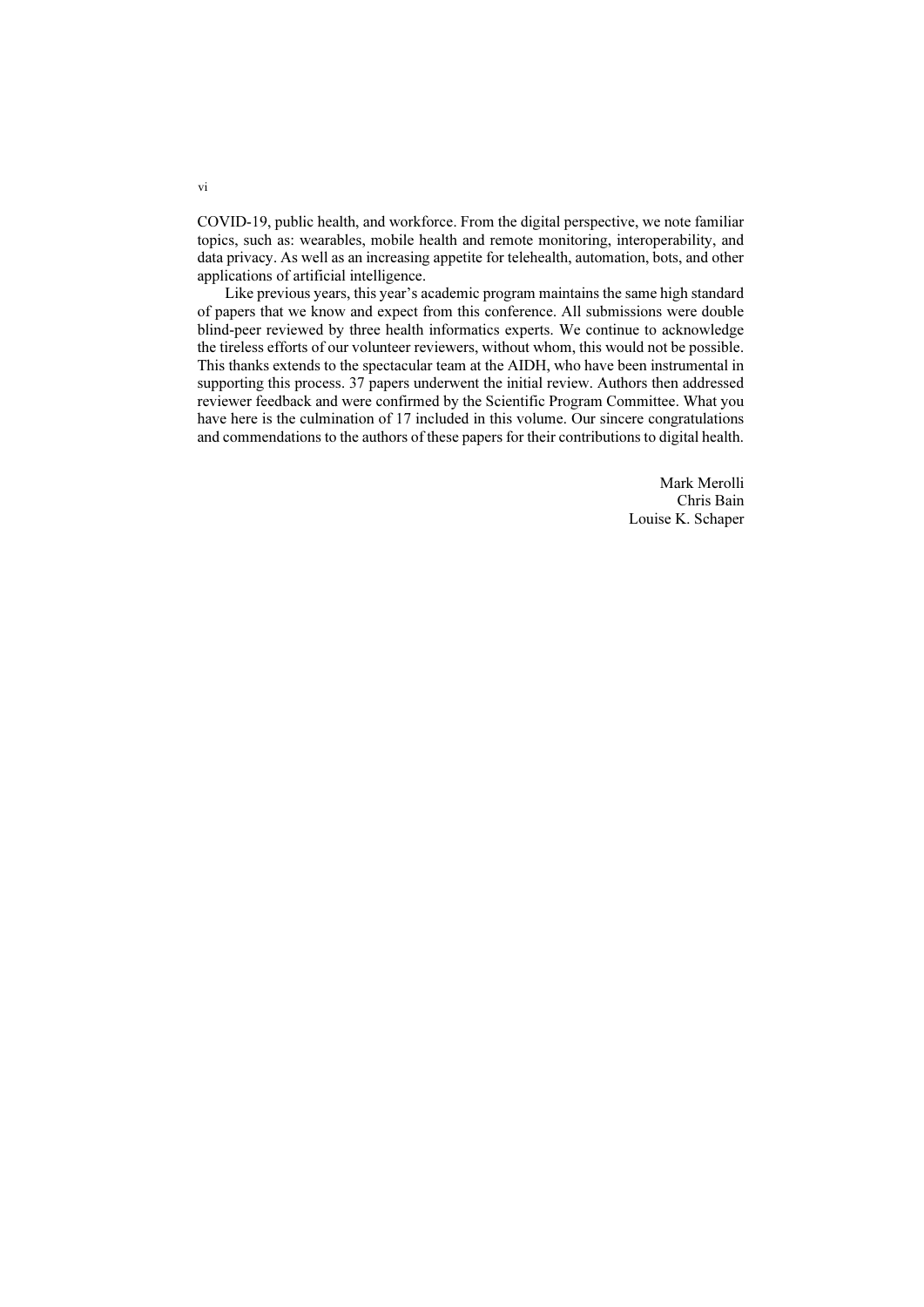COVID-19, public health, and workforce. From the digital perspective, we note familiar topics, such as: wearables, mobile health and remote monitoring, interoperability, and data privacy. As well as an increasing appetite for telehealth, automation, bots, and other applications of artificial intelligence.

Like previous years, this year's academic program maintains the same high standard of papers that we know and expect from this conference. All submissions were double blind-peer reviewed by three health informatics experts. We continue to acknowledge the tireless efforts of our volunteer reviewers, without whom, this would not be possible. This thanks extends to the spectacular team at the AIDH, who have been instrumental in supporting this process. 37 papers underwent the initial review. Authors then addressed reviewer feedback and were confirmed by the Scientific Program Committee. What you have here is the culmination of 17 included in this volume. Our sincere congratulations and commendations to the authors of these papers for their contributions to digital health.

Mark Merolli
Chris Bain
Louise K. Schaper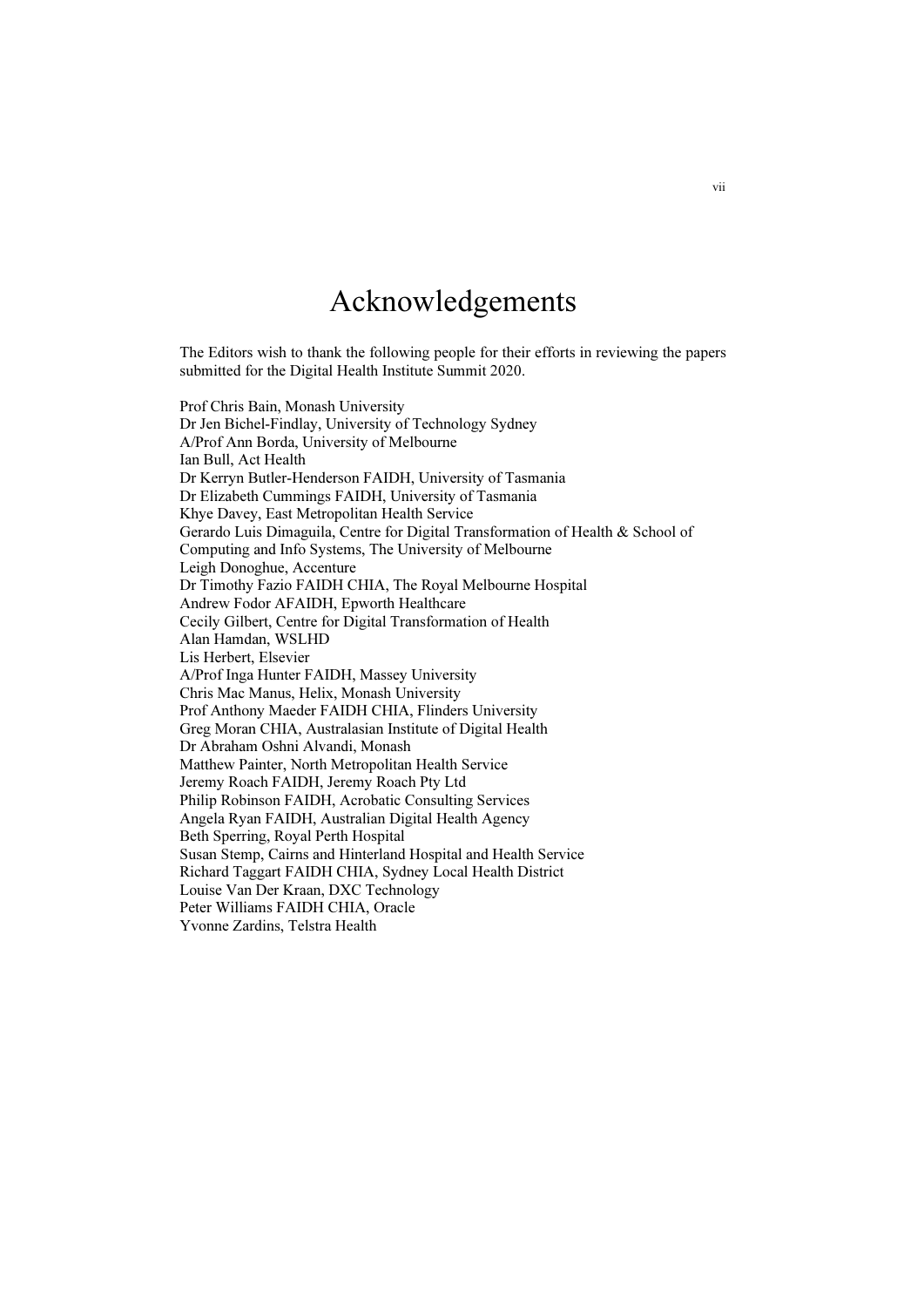# Acknowledgements

The Editors wish to thank the following people for their efforts in reviewing the papers submitted for the Digital Health Institute Summit 2020.

Prof Chris Bain, Monash University
Dr Jen Bichel-Findlay, University of Technology Sydney
A/Prof Ann Borda, University of Melbourne
Ian Bull, Act Health
Dr Kerryn Butler-Henderson FAIDH, University of Tasmania
Dr Elizabeth Cummings FAIDH, University of Tasmania
Khye Davey, East Metropolitan Health Service
Gerardo Luis Dimaguila, Centre for Digital Transformation of Health & School of Computing and Info Systems, The University of Melbourne
Leigh Donoghue, Accenture
Dr Timothy Fazio FAIDH CHIA, The Royal Melbourne Hospital
Andrew Fodor AFAIDH, Epworth Healthcare
Cecily Gilbert, Centre for Digital Transformation of Health
Alan Hamdan, WSLHD
Lis Herbert, Elsevier
A/Prof Inga Hunter FAIDH, Massey University
Chris Mac Manus, Helix, Monash University
Prof Anthony Maeder FAIDH CHIA, Flinders University
Greg Moran CHIA, Australasian Institute of Digital Health
Dr Abraham Oshni Alvandi, Monash
Matthew Painter, North Metropolitan Health Service
Jeremy Roach FAIDH, Jeremy Roach Pty Ltd
Philip Robinson FAIDH, Acrobatic Consulting Services
Angela Ryan FAIDH, Australian Digital Health Agency
Beth Sperring, Royal Perth Hospital
Susan Stemp, Cairns and Hinterland Hospital and Health Service
Richard Taggart FAIDH CHIA, Sydney Local Health District
Louise Van Der Kraan, DXC Technology
Peter Williams FAIDH CHIA, Oracle
Yvonne Zardins, Telstra Health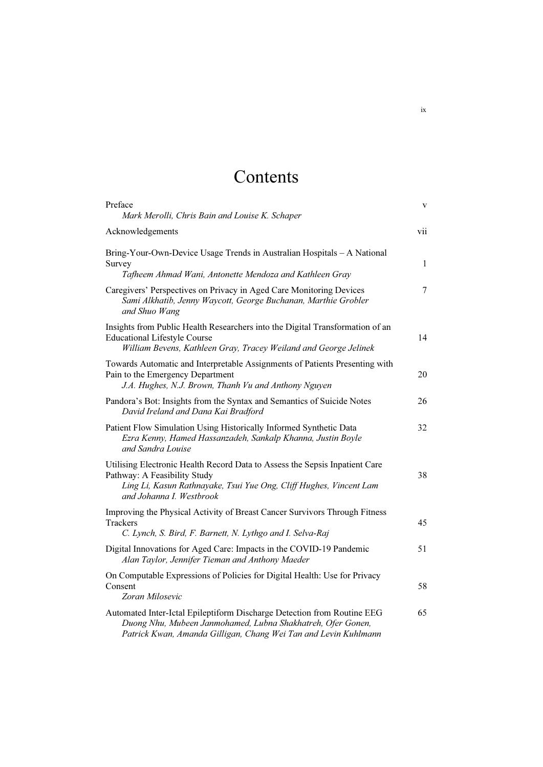# Contents

| | |
|---|---|
| Preface<br>*Mark Merolli, Chris Bain and Louise K. Schaper* | v |
| Acknowledgements | vii |
| Bring-Your-Own-Device Usage Trends in Australian Hospitals – A National Survey<br>*Tafheem Ahmad Wani, Antonette Mendoza and Kathleen Gray* | 1 |
| Caregivers' Perspectives on Privacy in Aged Care Monitoring Devices<br>*Sami Alkhatib, Jenny Waycott, George Buchanan, Marthie Grobler and Shuo Wang* | 7 |
| Insights from Public Health Researchers into the Digital Transformation of an Educational Lifestyle Course<br>*William Bevens, Kathleen Gray, Tracey Weiland and George Jelinek* | 14 |
| Towards Automatic and Interpretable Assignments of Patients Presenting with Pain to the Emergency Department<br>*J.A. Hughes, N.J. Brown, Thanh Vu and Anthony Nguyen* | 20 |
| Pandora's Bot: Insights from the Syntax and Semantics of Suicide Notes<br>*David Ireland and Dana Kai Bradford* | 26 |
| Patient Flow Simulation Using Historically Informed Synthetic Data<br>*Ezra Kenny, Hamed Hassanzadeh, Sankalp Khanna, Justin Boyle and Sandra Louise* | 32 |
| Utilising Electronic Health Record Data to Assess the Sepsis Inpatient Care Pathway: A Feasibility Study<br>*Ling Li, Kasun Rathnayake, Tsui Yue Ong, Cliff Hughes, Vincent Lam and Johanna I. Westbrook* | 38 |
| Improving the Physical Activity of Breast Cancer Survivors Through Fitness Trackers<br>*C. Lynch, S. Bird, F. Barnett, N. Lythgo and I. Selva-Raj* | 45 |
| Digital Innovations for Aged Care: Impacts in the COVID-19 Pandemic<br>*Alan Taylor, Jennifer Tieman and Anthony Maeder* | 51 |
| On Computable Expressions of Policies for Digital Health: Use for Privacy Consent<br>*Zoran Milosevic* | 58 |
| Automated Inter-Ictal Epileptiform Discharge Detection from Routine EEG<br>*Duong Nhu, Mubeen Janmohamed, Lubna Shakhatreh, Ofer Gonen, Patrick Kwan, Amanda Gilligan, Chang Wei Tan and Levin Kuhlmann* | 65 |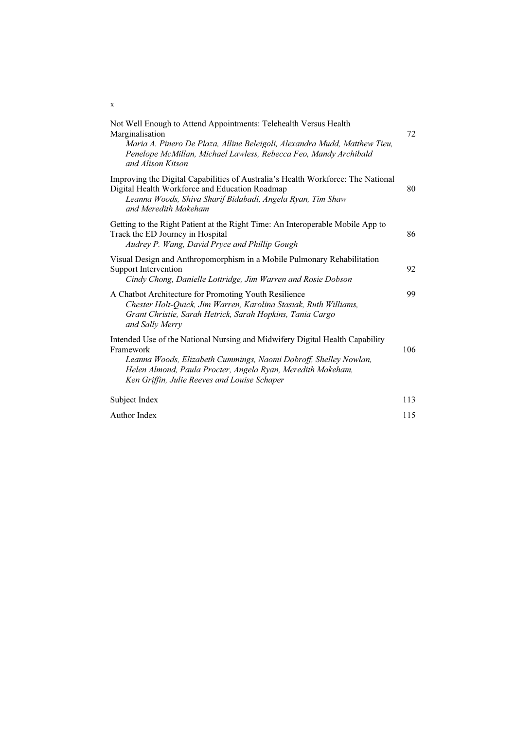Not Well Enough to Attend Appointments: Telehealth Versus Health Marginalisation 72
*Maria A. Pinero De Plaza, Alline Beleigoli, Alexandra Mudd, Matthew Tieu, Penelope McMillan, Michael Lawless, Rebecca Feo, Mandy Archibald and Alison Kitson*

Improving the Digital Capabilities of Australia's Health Workforce: The National Digital Health Workforce and Education Roadmap 80
*Leanna Woods, Shiva Sharif Bidabadi, Angela Ryan, Tim Shaw and Meredith Makeham*

Getting to the Right Patient at the Right Time: An Interoperable Mobile App to Track the ED Journey in Hospital 86
*Audrey P. Wang, David Pryce and Phillip Gough*

Visual Design and Anthropomorphism in a Mobile Pulmonary Rehabilitation Support Intervention 92
*Cindy Chong, Danielle Lottridge, Jim Warren and Rosie Dobson*

A Chatbot Architecture for Promoting Youth Resilience 99
*Chester Holt-Quick, Jim Warren, Karolina Stasiak, Ruth Williams, Grant Christie, Sarah Hetrick, Sarah Hopkins, Tania Cargo and Sally Merry*

Intended Use of the National Nursing and Midwifery Digital Health Capability Framework 106
*Leanna Woods, Elizabeth Cummings, Naomi Dobroff, Shelley Nowlan, Helen Almond, Paula Procter, Angela Ryan, Meredith Makeham, Ken Griffin, Julie Reeves and Louise Schaper*

Subject Index 113

Author Index 115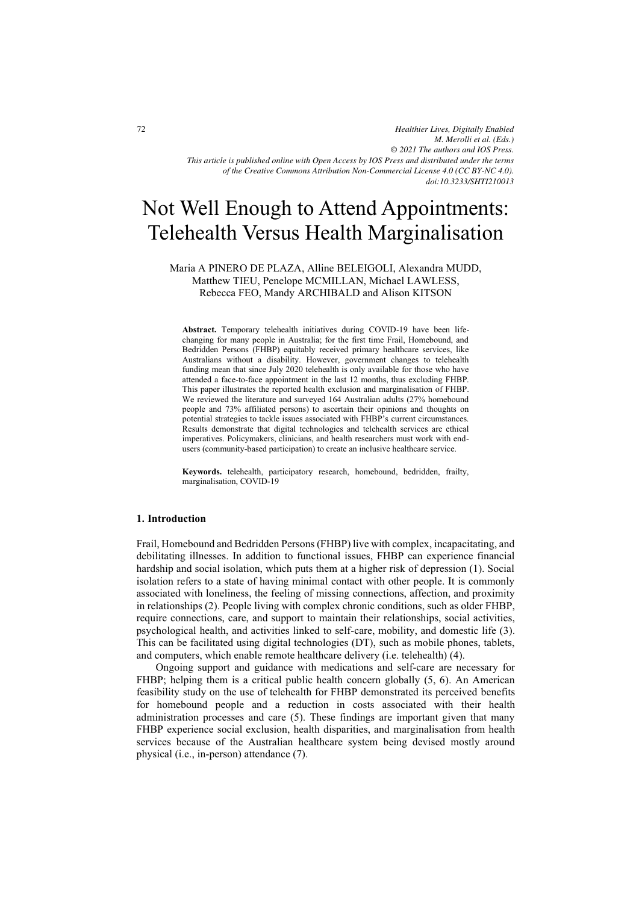# Not Well Enough to Attend Appointments: Telehealth Versus Health Marginalisation

Maria A PINERO DE PLAZA, Alline BELEIGOLI, Alexandra MUDD, Matthew TIEU, Penelope MCMILLAN, Michael LAWLESS, Rebecca FEO, Mandy ARCHIBALD and Alison KITSON

**Abstract.** Temporary telehealth initiatives during COVID-19 have been life-changing for many people in Australia; for the first time Frail, Homebound, and Bedridden Persons (FHBP) equitably received primary healthcare services, like Australians without a disability. However, government changes to telehealth funding mean that since July 2020 telehealth is only available for those who have attended a face-to-face appointment in the last 12 months, thus excluding FHBP. This paper illustrates the reported health exclusion and marginalisation of FHBP. We reviewed the literature and surveyed 164 Australian adults (27% homebound people and 73% affiliated persons) to ascertain their opinions and thoughts on potential strategies to tackle issues associated with FHBP's current circumstances. Results demonstrate that digital technologies and telehealth services are ethical imperatives. Policymakers, clinicians, and health researchers must work with end-users (community-based participation) to create an inclusive healthcare service.

**Keywords.** telehealth, participatory research, homebound, bedridden, frailty, marginalisation, COVID-19

## 1. Introduction

Frail, Homebound and Bedridden Persons (FHBP) live with complex, incapacitating, and debilitating illnesses. In addition to functional issues, FHBP can experience financial hardship and social isolation, which puts them at a higher risk of depression (1). Social isolation refers to a state of having minimal contact with other people. It is commonly associated with loneliness, the feeling of missing connections, affection, and proximity in relationships (2). People living with complex chronic conditions, such as older FHBP, require connections, care, and support to maintain their relationships, social activities, psychological health, and activities linked to self-care, mobility, and domestic life (3). This can be facilitated using digital technologies (DT), such as mobile phones, tablets, and computers, which enable remote healthcare delivery (i.e. telehealth) (4).

Ongoing support and guidance with medications and self-care are necessary for FHBP; helping them is a critical public health concern globally (5, 6). An American feasibility study on the use of telehealth for FHBP demonstrated its perceived benefits for homebound people and a reduction in costs associated with their health administration processes and care (5). These findings are important given that many FHBP experience social exclusion, health disparities, and marginalisation from health services because of the Australian healthcare system being devised mostly around physical (i.e., in-person) attendance (7).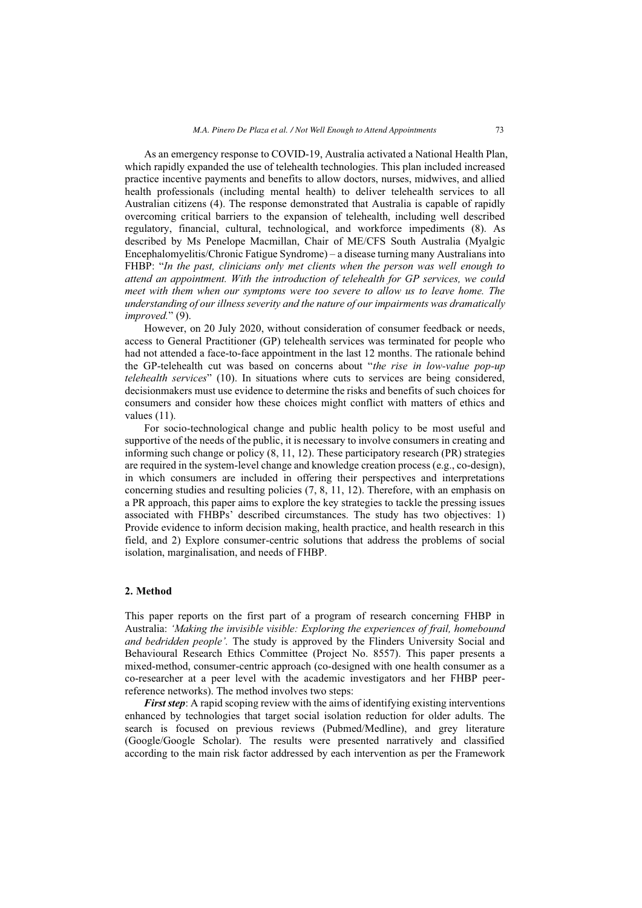As an emergency response to COVID-19, Australia activated a National Health Plan, which rapidly expanded the use of telehealth technologies. This plan included increased practice incentive payments and benefits to allow doctors, nurses, midwives, and allied health professionals (including mental health) to deliver telehealth services to all Australian citizens (4). The response demonstrated that Australia is capable of rapidly overcoming critical barriers to the expansion of telehealth, including well described regulatory, financial, cultural, technological, and workforce impediments (8). As described by Ms Penelope Macmillan, Chair of ME/CFS South Australia (Myalgic Encephalomyelitis/Chronic Fatigue Syndrome) – a disease turning many Australians into FHBP: "*In the past, clinicians only met clients when the person was well enough to attend an appointment. With the introduction of telehealth for GP services, we could meet with them when our symptoms were too severe to allow us to leave home. The understanding of our illness severity and the nature of our impairments was dramatically improved.*" (9).

However, on 20 July 2020, without consideration of consumer feedback or needs, access to General Practitioner (GP) telehealth services was terminated for people who had not attended a face-to-face appointment in the last 12 months. The rationale behind the GP-telehealth cut was based on concerns about "*the rise in low-value pop-up telehealth services*" (10). In situations where cuts to services are being considered, decisionmakers must use evidence to determine the risks and benefits of such choices for consumers and consider how these choices might conflict with matters of ethics and values (11).

For socio-technological change and public health policy to be most useful and supportive of the needs of the public, it is necessary to involve consumers in creating and informing such change or policy (8, 11, 12). These participatory research (PR) strategies are required in the system-level change and knowledge creation process (e.g., co-design), in which consumers are included in offering their perspectives and interpretations concerning studies and resulting policies (7, 8, 11, 12). Therefore, with an emphasis on a PR approach, this paper aims to explore the key strategies to tackle the pressing issues associated with FHBPs' described circumstances. The study has two objectives: 1) Provide evidence to inform decision making, health practice, and health research in this field, and 2) Explore consumer-centric solutions that address the problems of social isolation, marginalisation, and needs of FHBP.

## 2. Method

This paper reports on the first part of a program of research concerning FHBP in Australia: *'Making the invisible visible: Exploring the experiences of frail, homebound and bedridden people'.* The study is approved by the Flinders University Social and Behavioural Research Ethics Committee (Project No. 8557). This paper presents a mixed-method, consumer-centric approach (co-designed with one health consumer as a co-researcher at a peer level with the academic investigators and her FHBP peer-reference networks). The method involves two steps:

***First step***: A rapid scoping review with the aims of identifying existing interventions enhanced by technologies that target social isolation reduction for older adults. The search is focused on previous reviews (Pubmed/Medline), and grey literature (Google/Google Scholar). The results were presented narratively and classified according to the main risk factor addressed by each intervention as per the Framework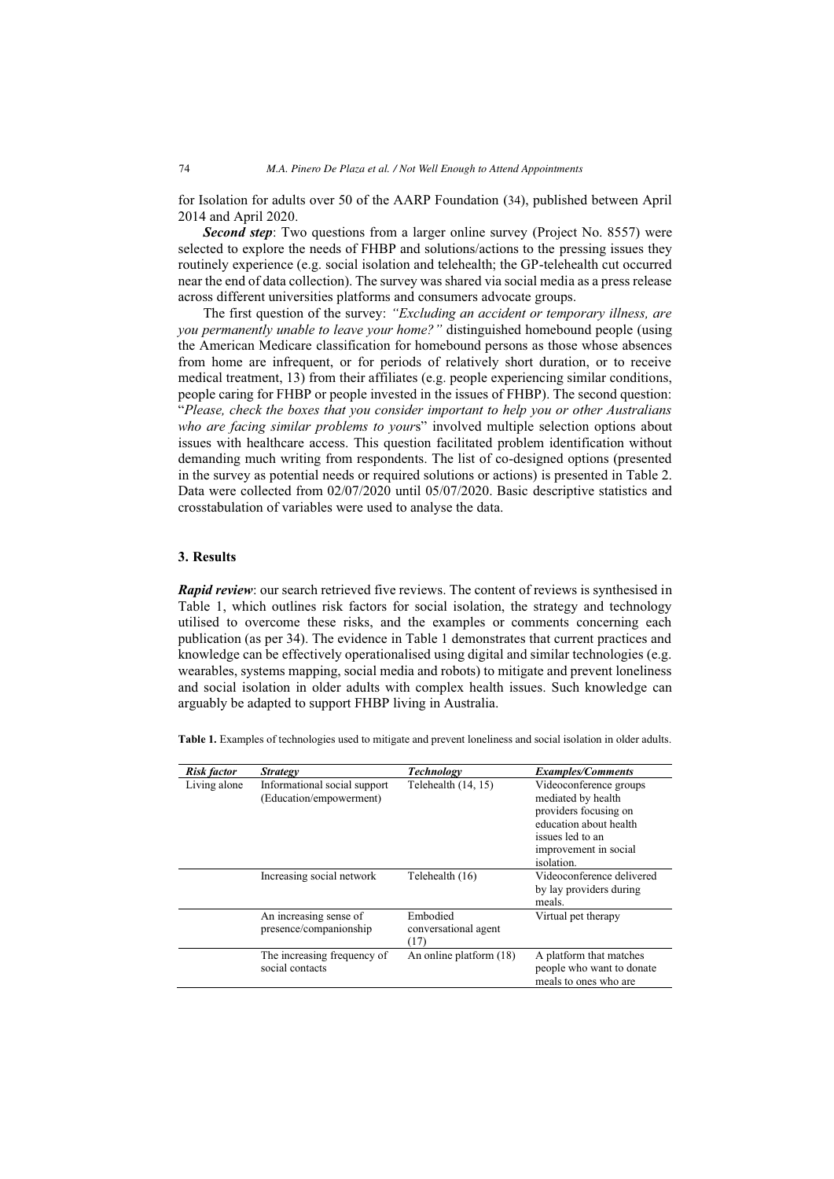for Isolation for adults over 50 of the AARP Foundation (34), published between April 2014 and April 2020.

***Second step***: Two questions from a larger online survey (Project No. 8557) were selected to explore the needs of FHBP and solutions/actions to the pressing issues they routinely experience (e.g. social isolation and telehealth; the GP-telehealth cut occurred near the end of data collection). The survey was shared via social media as a press release across different universities platforms and consumers advocate groups.

The first question of the survey: *"Excluding an accident or temporary illness, are you permanently unable to leave your home?"* distinguished homebound people (using the American Medicare classification for homebound persons as those whose absences from home are infrequent, or for periods of relatively short duration, or to receive medical treatment, 13) from their affiliates (e.g. people experiencing similar conditions, people caring for FHBP or people invested in the issues of FHBP). The second question: "*Please, check the boxes that you consider important to help you or other Australians who are facing similar problems to your*s" involved multiple selection options about issues with healthcare access. This question facilitated problem identification without demanding much writing from respondents. The list of co-designed options (presented in the survey as potential needs or required solutions or actions) is presented in Table 2. Data were collected from 02/07/2020 until 05/07/2020. Basic descriptive statistics and crosstabulation of variables were used to analyse the data.

## 3. Results

***Rapid review***: our search retrieved five reviews. The content of reviews is synthesised in Table 1, which outlines risk factors for social isolation, the strategy and technology utilised to overcome these risks, and the examples or comments concerning each publication (as per 34). The evidence in Table 1 demonstrates that current practices and knowledge can be effectively operationalised using digital and similar technologies (e.g. wearables, systems mapping, social media and robots) to mitigate and prevent loneliness and social isolation in older adults with complex health issues. Such knowledge can arguably be adapted to support FHBP living in Australia.

**Table 1.** Examples of technologies used to mitigate and prevent loneliness and social isolation in older adults.

| *Risk factor* | *Strategy* | *Technology* | *Examples/Comments* |
|---|---|---|---|
| Living alone | Informational social support (Education/empowerment) | Telehealth (14, 15) | Videoconference groups mediated by health providers focusing on education about health issues led to an improvement in social isolation. |
| | Increasing social network | Telehealth (16) | Videoconference delivered by lay providers during meals. |
| | An increasing sense of presence/companionship | Embodied conversational agent (17) | Virtual pet therapy |
| | The increasing frequency of social contacts | An online platform (18) | A platform that matches people who want to donate meals to ones who are |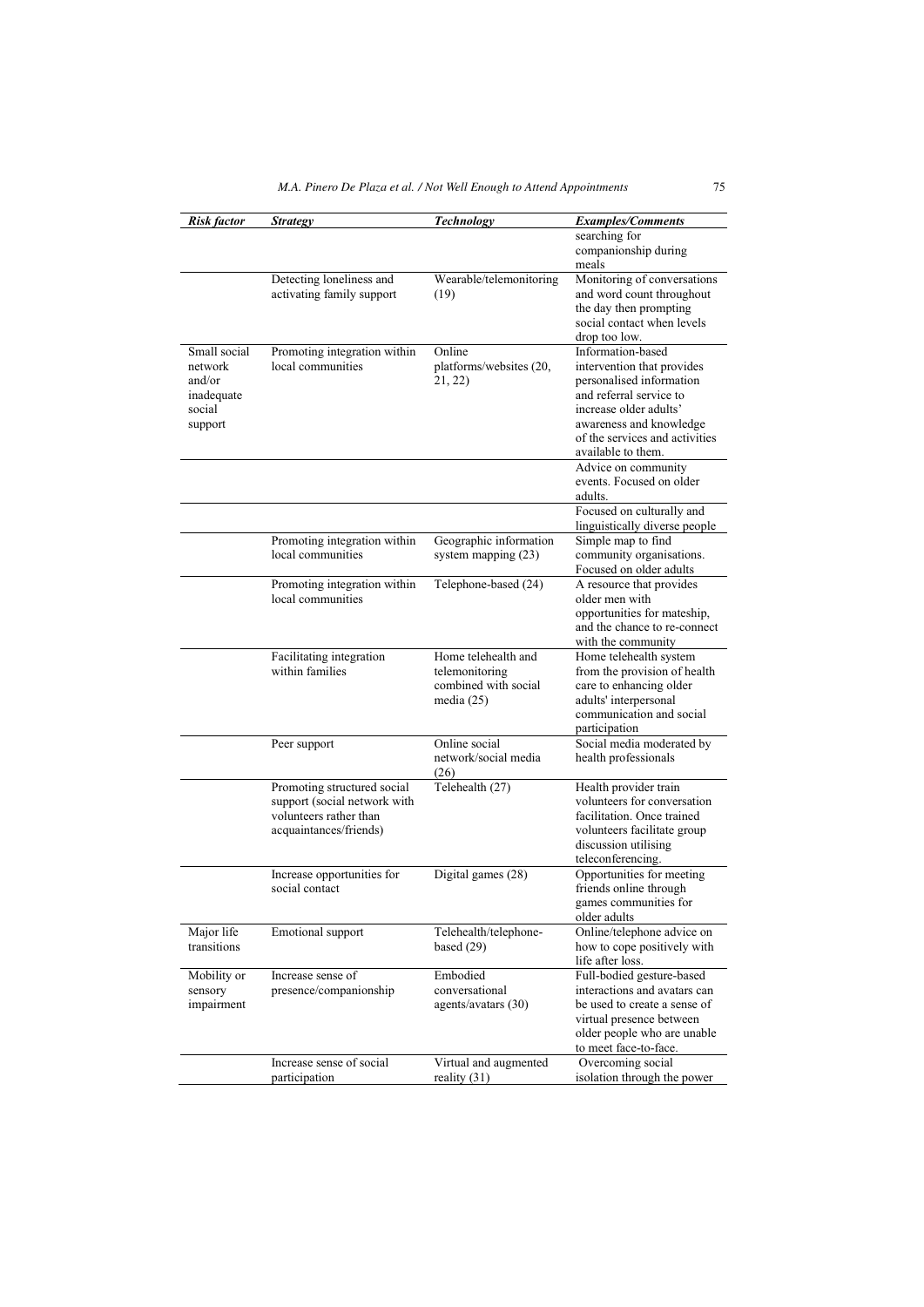| *Risk factor* | *Strategy* | *Technology* | *Examples/Comments* |
|---|---|---|---|
| | | | searching for companionship during meals |
| | Detecting loneliness and activating family support | Wearable/telemonitoring (19) | Monitoring of conversations and word count throughout the day then prompting social contact when levels drop too low. |
| Small social network and/or inadequate social support | Promoting integration within local communities | Online platforms/websites (20, 21, 22) | Information-based intervention that provides personalised information and referral service to increase older adults' awareness and knowledge of the services and activities available to them. |
| | | | Advice on community events. Focused on older adults. |
| | | | Focused on culturally and linguistically diverse people |
| | Promoting integration within local communities | Geographic information system mapping (23) | Simple map to find community organisations. Focused on older adults |
| | Promoting integration within local communities | Telephone-based (24) | A resource that provides older men with opportunities for mateship, and the chance to re-connect with the community |
| | Facilitating integration within families | Home telehealth and telemonitoring combined with social media (25) | Home telehealth system from the provision of health care to enhancing older adults' interpersonal communication and social participation |
| | Peer support | Online social network/social media (26) | Social media moderated by health professionals |
| | Promoting structured social support (social network with volunteers rather than acquaintances/friends) | Telehealth (27) | Health provider train volunteers for conversation facilitation. Once trained volunteers facilitate group discussion utilising teleconferencing. |
| | Increase opportunities for social contact | Digital games (28) | Opportunities for meeting friends online through games communities for older adults |
| Major life transitions | Emotional support | Telehealth/telephone-based (29) | Online/telephone advice on how to cope positively with life after loss. |
| Mobility or sensory impairment | Increase sense of presence/companionship | Embodied conversational agents/avatars (30) | Full-bodied gesture-based interactions and avatars can be used to create a sense of virtual presence between older people who are unable to meet face-to-face. |
| | Increase sense of social participation | Virtual and augmented reality (31) | Overcoming social isolation through the power |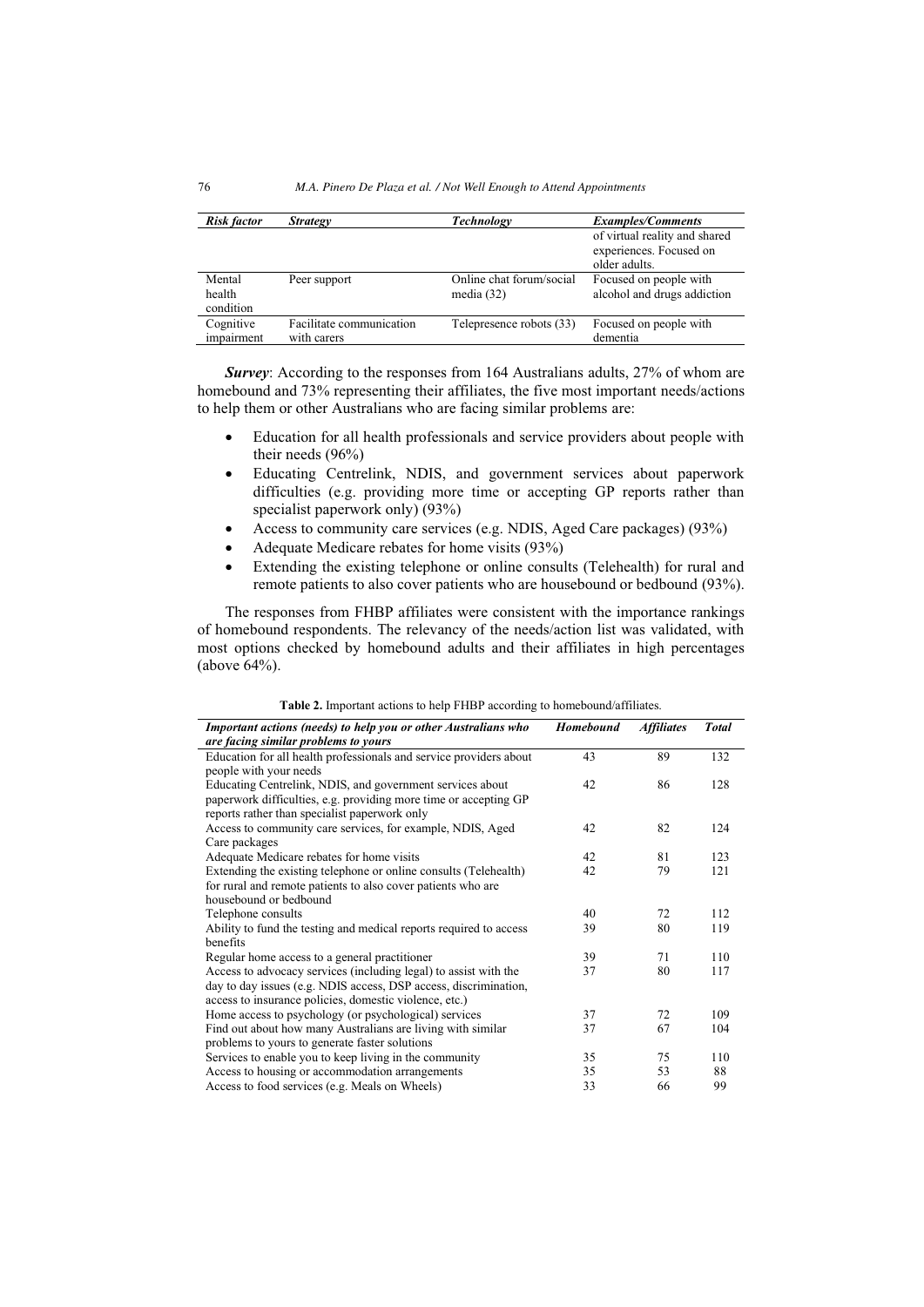| *Risk factor* | *Strategy* | *Technology* | *Examples/Comments* |
|---|---|---|---|
| | | | of virtual reality and shared experiences. Focused on older adults. |
| Mental health condition | Peer support | Online chat forum/social media (32) | Focused on people with alcohol and drugs addiction |
| Cognitive impairment | Facilitate communication with carers | Telepresence robots (33) | Focused on people with dementia |

***Survey***: According to the responses from 164 Australians adults, 27% of whom are homebound and 73% representing their affiliates, the five most important needs/actions to help them or other Australians who are facing similar problems are:

- Education for all health professionals and service providers about people with their needs (96%)
- Educating Centrelink, NDIS, and government services about paperwork difficulties (e.g. providing more time or accepting GP reports rather than specialist paperwork only) (93%)
- Access to community care services (e.g. NDIS, Aged Care packages) (93%)
- Adequate Medicare rebates for home visits (93%)
- Extending the existing telephone or online consults (Telehealth) for rural and remote patients to also cover patients who are housebound or bedbound (93%).

The responses from FHBP affiliates were consistent with the importance rankings of homebound respondents. The relevancy of the needs/action list was validated, with most options checked by homebound adults and their affiliates in high percentages (above 64%).

**Table 2.** Important actions to help FHBP according to homebound/affiliates.

| *Important actions (needs) to help you or other Australians who are facing similar problems to yours* | *Homebound* | *Affiliates* | *Total* |
|---|---|---|---|
| Education for all health professionals and service providers about people with your needs | 43 | 89 | 132 |
| Educating Centrelink, NDIS, and government services about paperwork difficulties, e.g. providing more time or accepting GP reports rather than specialist paperwork only | 42 | 86 | 128 |
| Access to community care services, for example, NDIS, Aged Care packages | 42 | 82 | 124 |
| Adequate Medicare rebates for home visits | 42 | 81 | 123 |
| Extending the existing telephone or online consults (Telehealth) for rural and remote patients to also cover patients who are housebound or bedbound | 42 | 79 | 121 |
| Telephone consults | 40 | 72 | 112 |
| Ability to fund the testing and medical reports required to access benefits | 39 | 80 | 119 |
| Regular home access to a general practitioner | 39 | 71 | 110 |
| Access to advocacy services (including legal) to assist with the day to day issues (e.g. NDIS access, DSP access, discrimination, access to insurance policies, domestic violence, etc.) | 37 | 80 | 117 |
| Home access to psychology (or psychological) services | 37 | 72 | 109 |
| Find out about how many Australians are living with similar problems to yours to generate faster solutions | 37 | 67 | 104 |
| Services to enable you to keep living in the community | 35 | 75 | 110 |
| Access to housing or accommodation arrangements | 35 | 53 | 88 |
| Access to food services (e.g. Meals on Wheels) | 33 | 66 | 99 |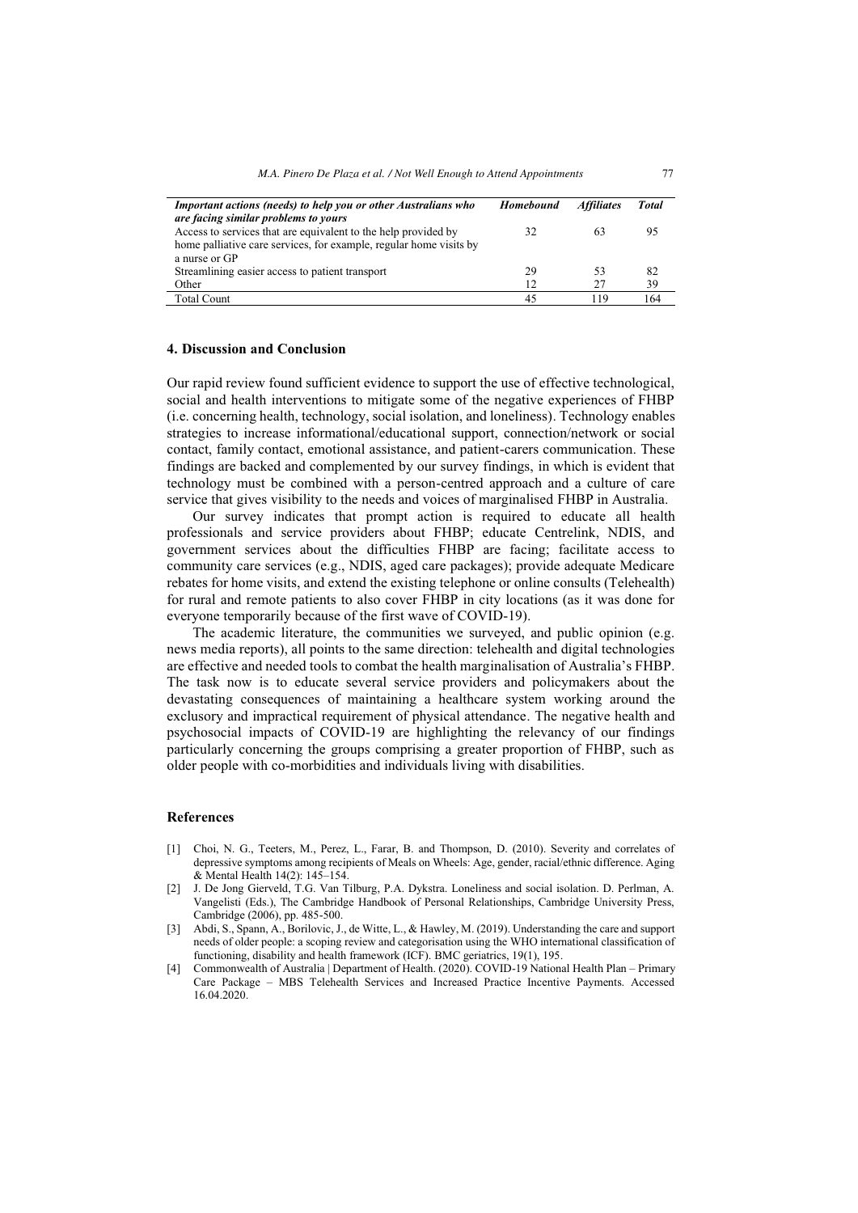| *Important actions (needs) to help you or other Australians who are facing similar problems to yours* | *Homebound* | *Affiliates* | *Total* |
|---|---|---|---|
| Access to services that are equivalent to the help provided by home palliative care services, for example, regular home visits by a nurse or GP | 32 | 63 | 95 |
| Streamlining easier access to patient transport | 29 | 53 | 82 |
| Other | 12 | 27 | 39 |
| Total Count | 45 | 119 | 164 |

## 4. Discussion and Conclusion

Our rapid review found sufficient evidence to support the use of effective technological, social and health interventions to mitigate some of the negative experiences of FHBP (i.e. concerning health, technology, social isolation, and loneliness). Technology enables strategies to increase informational/educational support, connection/network or social contact, family contact, emotional assistance, and patient-carers communication. These findings are backed and complemented by our survey findings, in which is evident that technology must be combined with a person-centred approach and a culture of care service that gives visibility to the needs and voices of marginalised FHBP in Australia.

Our survey indicates that prompt action is required to educate all health professionals and service providers about FHBP; educate Centrelink, NDIS, and government services about the difficulties FHBP are facing; facilitate access to community care services (e.g., NDIS, aged care packages); provide adequate Medicare rebates for home visits, and extend the existing telephone or online consults (Telehealth) for rural and remote patients to also cover FHBP in city locations (as it was done for everyone temporarily because of the first wave of COVID-19).

The academic literature, the communities we surveyed, and public opinion (e.g. news media reports), all points to the same direction: telehealth and digital technologies are effective and needed tools to combat the health marginalisation of Australia's FHBP. The task now is to educate several service providers and policymakers about the devastating consequences of maintaining a healthcare system working around the exclusory and impractical requirement of physical attendance. The negative health and psychosocial impacts of COVID-19 are highlighting the relevancy of our findings particularly concerning the groups comprising a greater proportion of FHBP, such as older people with co-morbidities and individuals living with disabilities.

## References

[1] Choi, N. G., Teeters, M., Perez, L., Farar, B. and Thompson, D. (2010). Severity and correlates of depressive symptoms among recipients of Meals on Wheels: Age, gender, racial/ethnic difference. Aging & Mental Health 14(2): 145–154.

[2] J. De Jong Gierveld, T.G. Van Tilburg, P.A. Dykstra. Loneliness and social isolation. D. Perlman, A. Vangelisti (Eds.), The Cambridge Handbook of Personal Relationships, Cambridge University Press, Cambridge (2006), pp. 485-500.

[3] Abdi, S., Spann, A., Borilovic, J., de Witte, L., & Hawley, M. (2019). Understanding the care and support needs of older people: a scoping review and categorisation using the WHO international classification of functioning, disability and health framework (ICF). BMC geriatrics, 19(1), 195.

[4] Commonwealth of Australia | Department of Health. (2020). COVID-19 National Health Plan – Primary Care Package – MBS Telehealth Services and Increased Practice Incentive Payments. Accessed 16.04.2020.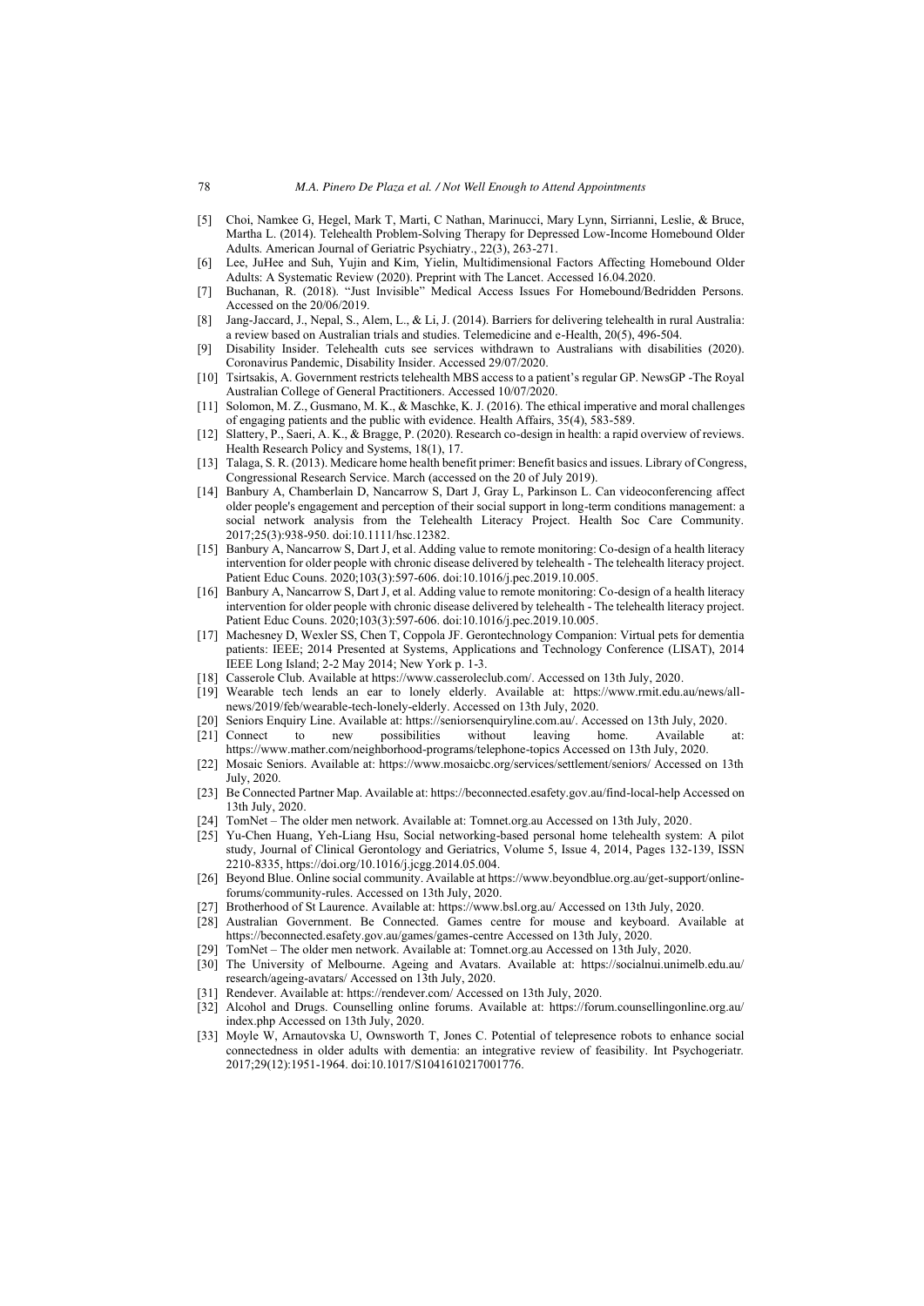[5] Choi, Namkee G, Hegel, Mark T, Marti, C Nathan, Marinucci, Mary Lynn, Sirrianni, Leslie, & Bruce, Martha L. (2014). Telehealth Problem-Solving Therapy for Depressed Low-Income Homebound Older Adults. American Journal of Geriatric Psychiatry., 22(3), 263-271.

[6] Lee, JuHee and Suh, Yujin and Kim, Yielin, Multidimensional Factors Affecting Homebound Older Adults: A Systematic Review (2020). Preprint with The Lancet. Accessed 16.04.2020.

[7] Buchanan, R. (2018). "Just Invisible" Medical Access Issues For Homebound/Bedridden Persons. Accessed on the 20/06/2019.

[8] Jang-Jaccard, J., Nepal, S., Alem, L., & Li, J. (2014). Barriers for delivering telehealth in rural Australia: a review based on Australian trials and studies. Telemedicine and e-Health, 20(5), 496-504.

[9] Disability Insider. Telehealth cuts see services withdrawn to Australians with disabilities (2020). Coronavirus Pandemic, Disability Insider. Accessed 29/07/2020.

[10] Tsirtsakis, A. Government restricts telehealth MBS access to a patient's regular GP. NewsGP -The Royal Australian College of General Practitioners. Accessed 10/07/2020.

[11] Solomon, M. Z., Gusmano, M. K., & Maschke, K. J. (2016). The ethical imperative and moral challenges of engaging patients and the public with evidence. Health Affairs, 35(4), 583-589.

[12] Slattery, P., Saeri, A. K., & Bragge, P. (2020). Research co-design in health: a rapid overview of reviews. Health Research Policy and Systems, 18(1), 17.

[13] Talaga, S. R. (2013). Medicare home health benefit primer: Benefit basics and issues. Library of Congress, Congressional Research Service. March (accessed on the 20 of July 2019).

[14] Banbury A, Chamberlain D, Nancarrow S, Dart J, Gray L, Parkinson L. Can videoconferencing affect older people's engagement and perception of their social support in long-term conditions management: a social network analysis from the Telehealth Literacy Project. Health Soc Care Community. 2017;25(3):938-950. doi:10.1111/hsc.12382.

[15] Banbury A, Nancarrow S, Dart J, et al. Adding value to remote monitoring: Co-design of a health literacy intervention for older people with chronic disease delivered by telehealth - The telehealth literacy project. Patient Educ Couns. 2020;103(3):597-606. doi:10.1016/j.pec.2019.10.005.

[16] Banbury A, Nancarrow S, Dart J, et al. Adding value to remote monitoring: Co-design of a health literacy intervention for older people with chronic disease delivered by telehealth - The telehealth literacy project. Patient Educ Couns. 2020;103(3):597-606. doi:10.1016/j.pec.2019.10.005.

[17] Machesney D, Wexler SS, Chen T, Coppola JF. Gerontechnology Companion: Virtual pets for dementia patients: IEEE; 2014 Presented at Systems, Applications and Technology Conference (LISAT), 2014 IEEE Long Island; 2-2 May 2014; New York p. 1-3.

[18] Casserole Club. Available at https://www.casseroleclub.com/. Accessed on 13th July, 2020.

[19] Wearable tech lends an ear to lonely elderly. Available at: https://www.rmit.edu.au/news/all-news/2019/feb/wearable-tech-lonely-elderly. Accessed on 13th July, 2020.

[20] Seniors Enquiry Line. Available at: https://seniorsenquiryline.com.au/. Accessed on 13th July, 2020.

[21] Connect to new possibilities without leaving home. Available at: https://www.mather.com/neighborhood-programs/telephone-topics Accessed on 13th July, 2020.

[22] Mosaic Seniors. Available at: https://www.mosaicbc.org/services/settlement/seniors/ Accessed on 13th July, 2020.

[23] Be Connected Partner Map. Available at: https://beconnected.esafety.gov.au/find-local-help Accessed on 13th July, 2020.

[24] TomNet – The older men network. Available at: Tomnet.org.au Accessed on 13th July, 2020.

[25] Yu-Chen Huang, Yeh-Liang Hsu, Social networking-based personal home telehealth system: A pilot study, Journal of Clinical Gerontology and Geriatrics, Volume 5, Issue 4, 2014, Pages 132-139, ISSN 2210-8335, https://doi.org/10.1016/j.jcgg.2014.05.004.

[26] Beyond Blue. Online social community. Available at https://www.beyondblue.org.au/get-support/online-forums/community-rules. Accessed on 13th July, 2020.

[27] Brotherhood of St Laurence. Available at: https://www.bsl.org.au/ Accessed on 13th July, 2020.

[28] Australian Government. Be Connected. Games centre for mouse and keyboard. Available at https://beconnected.esafety.gov.au/games/games-centre Accessed on 13th July, 2020.

[29] TomNet – The older men network. Available at: Tomnet.org.au Accessed on 13th July, 2020.

[30] The University of Melbourne. Ageing and Avatars. Available at: https://socialnui.unimelb.edu.au/research/ageing-avatars/ Accessed on 13th July, 2020.

[31] Rendever. Available at: https://rendever.com/ Accessed on 13th July, 2020.

[32] Alcohol and Drugs. Counselling online forums. Available at: https://forum.counsellingonline.org.au/index.php Accessed on 13th July, 2020.

[33] Moyle W, Arnautovska U, Ownsworth T, Jones C. Potential of telepresence robots to enhance social connectedness in older adults with dementia: an integrative review of feasibility. Int Psychogeriatr. 2017;29(12):1951-1964. doi:10.1017/S1041610217001776.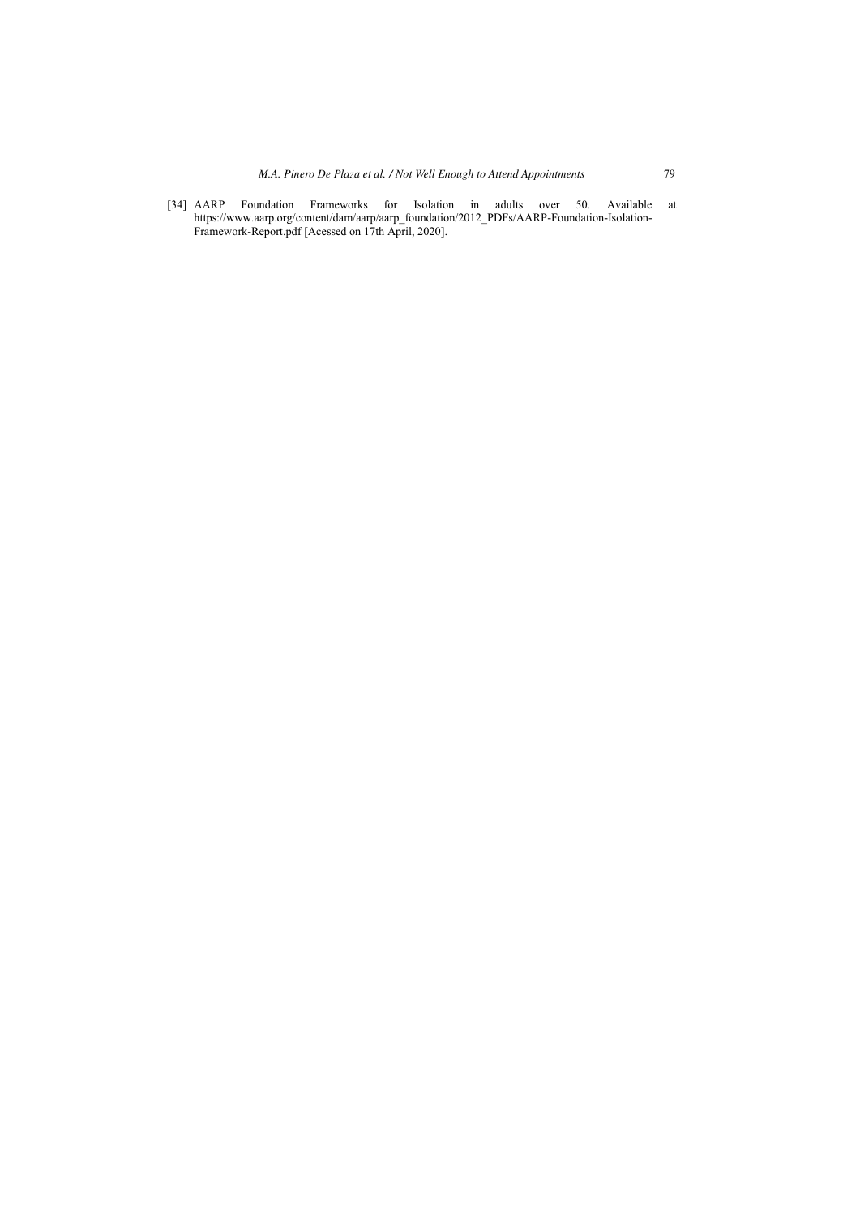[34] AARP Foundation Frameworks for Isolation in adults over 50. Available at https://www.aarp.org/content/dam/aarp/aarp_foundation/2012_PDFs/AARP-Foundation-Isolation-Framework-Report.pdf [Acessed on 17th April, 2020].